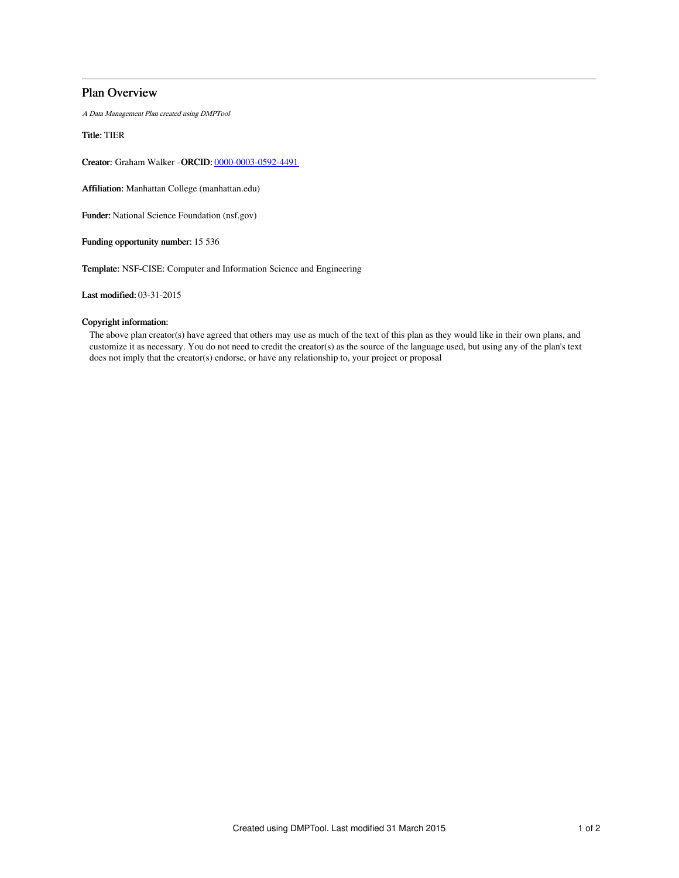# Plan Overview

*A Data Management Plan created using DMPTool*

**Title:** TIER

**Creator:** Graham Walker -**ORCID:** [0000-0003-0592-4491](https://orcid.org/0000-0003-0592-4491)

**Affiliation:** Manhattan College (manhattan.edu)

**Funder:** National Science Foundation (nsf.gov)

**Funding opportunity number:** 15 536

**Template:** NSF-CISE: Computer and Information Science and Engineering

**Last modified:** 03-31-2015

**Copyright information:**

The above plan creator(s) have agreed that others may use as much of the text of this plan as they would like in their own plans, and customize it as necessary. You do not need to credit the creator(s) as the source of the language used, but using any of the plan's text does not imply that the creator(s) endorse, or have any relationship to, your project or proposal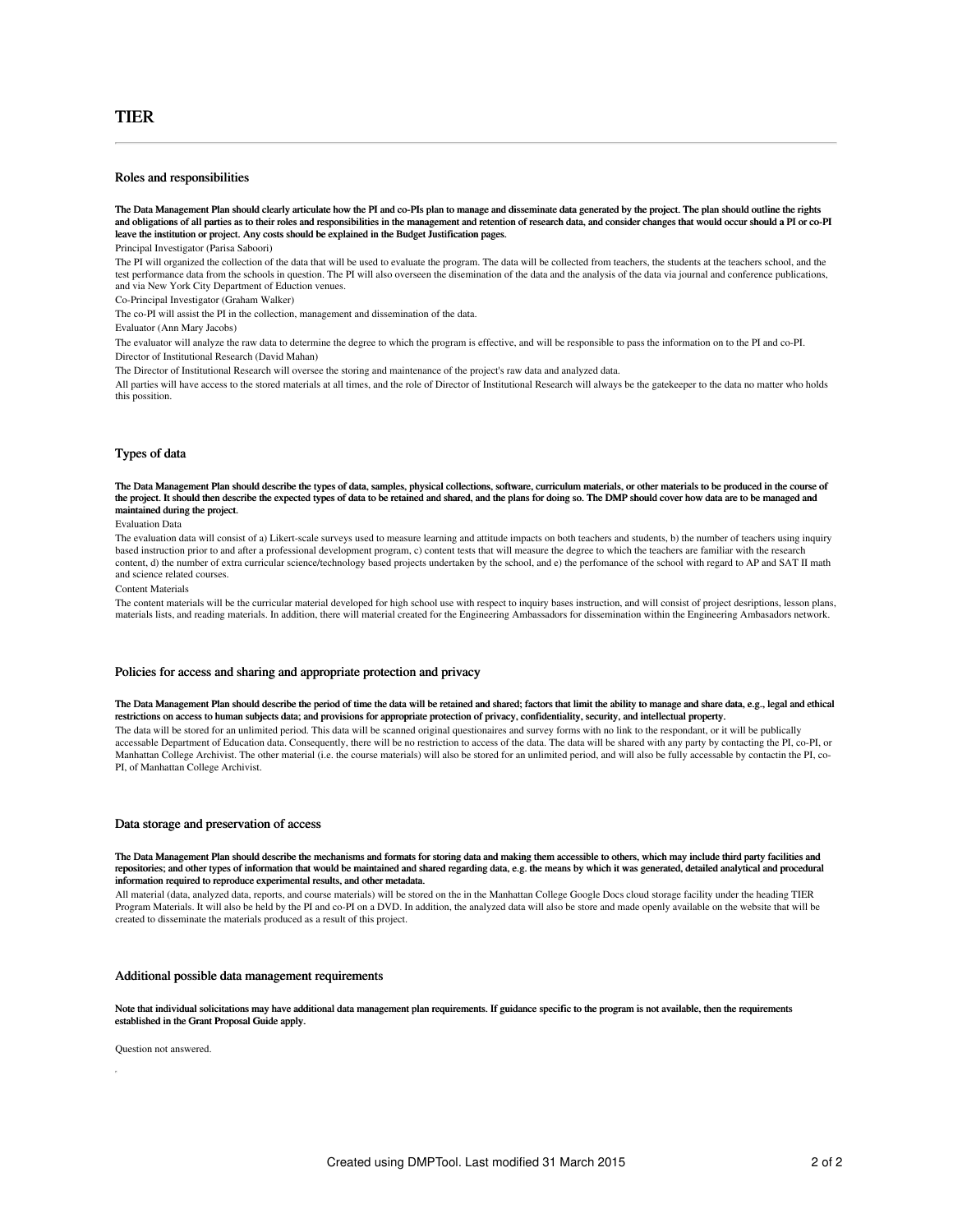# TIER

## Roles and responsibilities

**The Data Management Plan should clearly articulate how the PI and co-PIs plan to manage and disseminate data generated by the project. The plan should outline the rights and obligations of all parties as to their roles and responsibilities in the management and retention of research data, and consider changes that would occur should a PI or co-PI leave the institution or project. Any costs should be explained in the Budget Justification pages.**

Principal Investigator (Parisa Saboori)

The PI will organized the collection of the data that will be used to evaluate the program. The data will be collected from teachers, the students at the teachers school, and the test performance data from the schools in question. The PI will also overseen the disemination of the data and the analysis of the data via journal and conference publications, and via New York City Department of Eduction venues.

Co-Principal Investigator (Graham Walker)

The co-PI will assist the PI in the collection, management and dissemination of the data.

Evaluator (Ann Mary Jacobs)

The evaluator will analyze the raw data to determine the degree to which the program is effective, and will be responsible to pass the information on to the PI and co-PI.

Director of Institutional Research (David Mahan)

The Director of Institutional Research will oversee the storing and maintenance of the project's raw data and analyzed data.

All parties will have access to the stored materials at all times, and the role of Director of Institutional Research will always be the gatekeeper to the data no matter who holds this possition.

## Types of data

**The Data Management Plan should describe the types of data, samples, physical collections, software, curriculum materials, or other materials to be produced in the course of the project. It should then describe the expected types of data to be retained and shared, and the plans for doing so. The DMP should cover how data are to be managed and maintained during the project.**

Evaluation Data

The evaluation data will consist of a) Likert-scale surveys used to measure learning and attitude impacts on both teachers and students, b) the number of teachers using inquiry based instruction prior to and after a professional development program, c) content tests that will measure the degree to which the teachers are familiar with the research content, d) the number of extra curricular science/technology based projects undertaken by the school, and e) the perfomance of the school with regard to AP and SAT II math and science related courses.

Content Materials

The content materials will be the curricular material developed for high school use with respect to inquiry bases instruction, and will consist of project desriptions, lesson plans, materials lists, and reading materials. In addition, there will material created for the Engineering Ambassadors for dissemination within the Engineering Ambasadors network.

## Policies for access and sharing and appropriate protection and privacy

**The Data Management Plan should describe the period of time the data will be retained and shared; factors that limit the ability to manage and share data, e.g., legal and ethical restrictions on access to human subjects data; and provisions for appropriate protection of privacy, confidentiality, security, and intellectual property.**

The data will be stored for an unlimited period. This data will be scanned original questionaires and survey forms with no link to the respondant, or it will be publically accessable Department of Education data. Consequently, there will be no restriction to access of the data. The data will be shared with any party by contacting the PI, co-PI, or Manhattan College Archivist. The other material (i.e. the course materials) will also be stored for an unlimited period, and will also be fully accessable by contactin the PI, co-PI, of Manhattan College Archivist.

## Data storage and preservation of access

**The Data Management Plan should describe the mechanisms and formats for storing data and making them accessible to others, which may include third party facilities and repositories; and other types of information that would be maintained and shared regarding data, e.g. the means by which it was generated, detailed analytical and procedural information required to reproduce experimental results, and other metadata.**

All material (data, analyzed data, reports, and course materials) will be stored on the in the Manhattan College Google Docs cloud storage facility under the heading TIER Program Materials. It will also be held by the PI and co-PI on a DVD. In addition, the analyzed data will also be store and made openly available on the website that will be created to disseminate the materials produced as a result of this project.

## Additional possible data management requirements

**Note that individual solicitations may have additional data management plan requirements. If guidance specific to the program is not available, then the requirements established in the Grant Proposal Guide apply.**

Question not answered.

Created using DMPTool. Last modified 31 March 2015